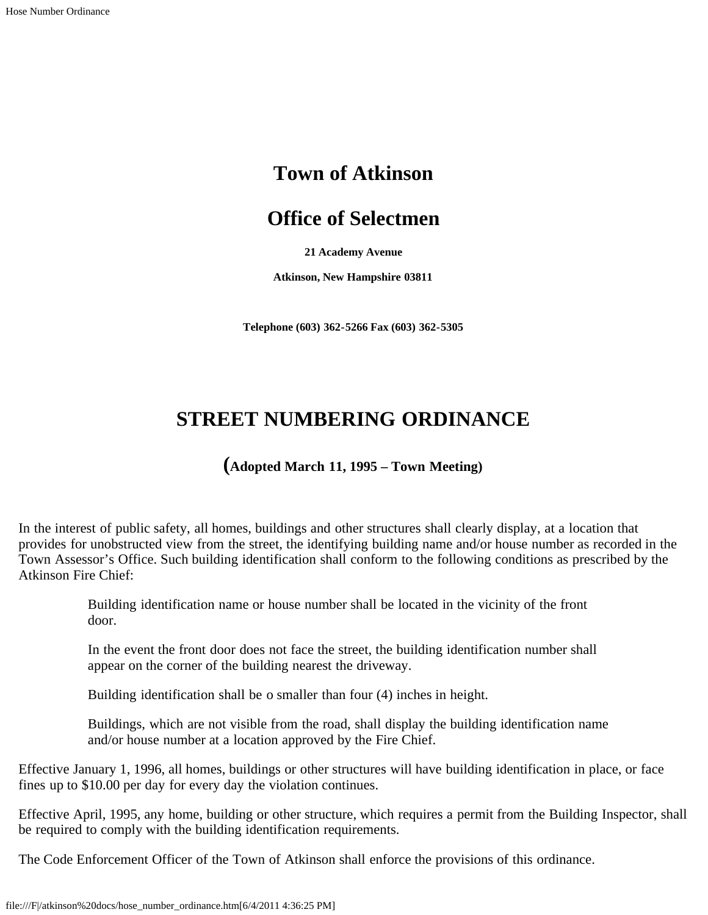# Town of Atkinson

# Office of Selectmen

**21 Academy Avenue**

**Atkinson, New Hampshire 03811**

**Telephone (603) 362-5266 Fax (603) 362-5305**

## STREET NUMBERING ORDINANCE

**(Adopted March 11, 1995 – Town Meeting)**

In the interest of public safety, all homes, buildings and other structures shall clearly display, at a location that provides for unobstructed view from the street, the identifying building name and/or house number as recorded in the Town Assessor's Office. Such building identification shall conform to the following conditions as prescribed by the Atkinson Fire Chief:

> Building identification name or house number shall be located in the vicinity of the front door.
>
> In the event the front door does not face the street, the building identification number shall appear on the corner of the building nearest the driveway.
>
> Building identification shall be o smaller than four (4) inches in height.
>
> Buildings, which are not visible from the road, shall display the building identification name and/or house number at a location approved by the Fire Chief.

Effective January 1, 1996, all homes, buildings or other structures will have building identification in place, or face fines up to $10.00 per day for every day the violation continues.

Effective April, 1995, any home, building or other structure, which requires a permit from the Building Inspector, shall be required to comply with the building identification requirements.

The Code Enforcement Officer of the Town of Atkinson shall enforce the provisions of this ordinance.